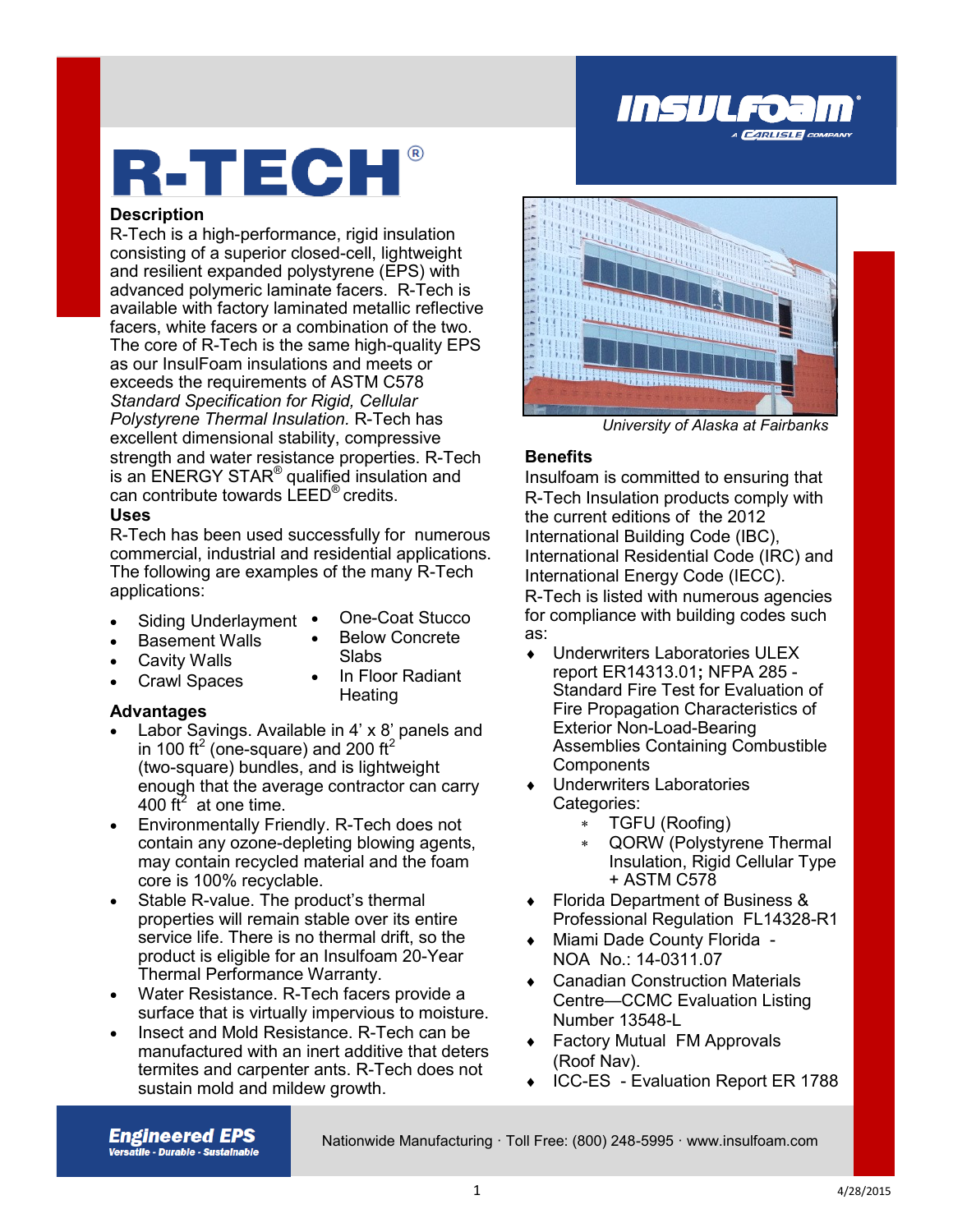# R-TECH®

## Description

R-Tech is a high-performance, rigid insulation consisting of a superior closed-cell, lightweight and resilient expanded polystyrene (EPS) with advanced polymeric laminate facers. R-Tech is available with factory laminated metallic reflective facers, white facers or a combination of the two. The core of R-Tech is the same high-quality EPS as our InsulFoam insulations and meets or exceeds the requirements of ASTM C578 *Standard Specification for Rigid, Cellular Polystyrene Thermal Insulation.* R-Tech has excellent dimensional stability, compressive strength and water resistance properties. R-Tech is an ENERGY STAR® qualified insulation and can contribute towards LEED® credits.

## Uses

R-Tech has been used successfully for numerous commercial, industrial and residential applications. The following are examples of the many R-Tech applications:

- Siding Underlayment
- Basement Walls
- Cavity Walls
- Crawl Spaces
- One-Coat Stucco
- Below Concrete Slabs
- In Floor Radiant Heating

## Advantages

- Labor Savings. Available in 4' x 8' panels and in 100 ft$^2$ (one-square) and 200 ft$^2$ (two-square) bundles, and is lightweight enough that the average contractor can carry 400 ft$^2$ at one time.
- Environmentally Friendly. R-Tech does not contain any ozone-depleting blowing agents, may contain recycled material and the foam core is 100% recyclable.
- Stable R-value. The product's thermal properties will remain stable over its entire service life. There is no thermal drift, so the product is eligible for an Insulfoam 20-Year Thermal Performance Warranty.
- Water Resistance. R-Tech facers provide a surface that is virtually impervious to moisture.
- Insect and Mold Resistance. R-Tech can be manufactured with an inert additive that deters termites and carpenter ants. R-Tech does not sustain mold and mildew growth.

*University of Alaska at Fairbanks*

## Benefits

Insulfoam is committed to ensuring that R-Tech Insulation products comply with the current editions of the 2012 International Building Code (IBC), International Residential Code (IRC) and International Energy Code (IECC).

R-Tech is listed with numerous agencies for compliance with building codes such as:

- Underwriters Laboratories ULEX report ER14313.01; NFPA 285 - Standard Fire Test for Evaluation of Fire Propagation Characteristics of Exterior Non-Load-Bearing Assemblies Containing Combustible Components
- Underwriters Laboratories Categories:
  - TGFU (Roofing)
  - QORW (Polystyrene Thermal Insulation, Rigid Cellular Type + ASTM C578
- Florida Department of Business & Professional Regulation FL14328-R1
- Miami Dade County Florida - NOA No.: 14-0311.07
- Canadian Construction Materials Centre—CCMC Evaluation Listing Number 13548-L
- Factory Mutual FM Approvals (Roof Nav).
- ICC-ES - Evaluation Report ER 1788

**Engineered EPS**
Versatile - Durable - Sustainable

Nationwide Manufacturing · Toll Free: (800) 248-5995 · www.insulfoam.com

4/28/2015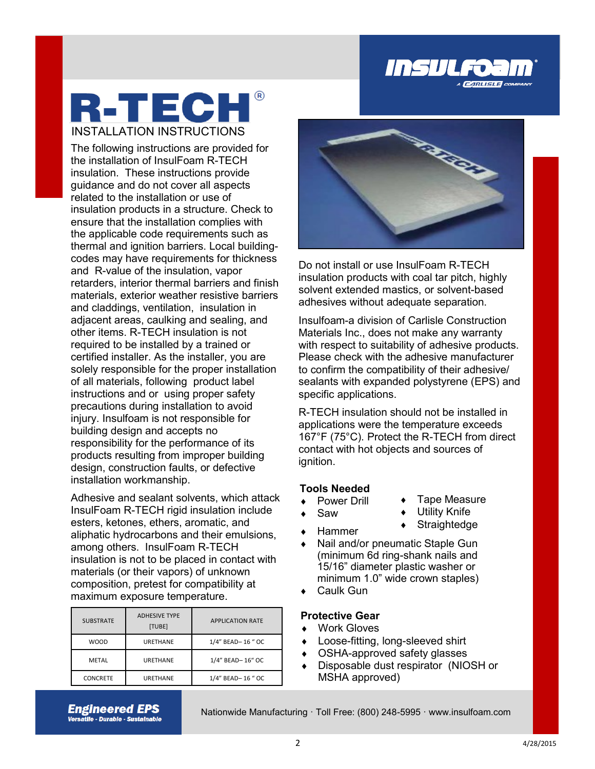# R-TECH®

## INSTALLATION INSTRUCTIONS

The following instructions are provided for the installation of InsulFoam R-TECH insulation. These instructions provide guidance and do not cover all aspects related to the installation or use of insulation products in a structure. Check to ensure that the installation complies with the applicable code requirements such as thermal and ignition barriers. Local building-codes may have requirements for thickness and R-value of the insulation, vapor retarders, interior thermal barriers and finish materials, exterior weather resistive barriers and claddings, ventilation, insulation in adjacent areas, caulking and sealing, and other items. R-TECH insulation is not required to be installed by a trained or certified installer. As the installer, you are solely responsible for the proper installation of all materials, following product label instructions and or using proper safety precautions during installation to avoid injury. Insulfoam is not responsible for building design and accepts no responsibility for the performance of its products resulting from improper building design, construction faults, or defective installation workmanship.

Adhesive and sealant solvents, which attack InsulFoam R-TECH rigid insulation include esters, ketones, ethers, aromatic, and aliphatic hydrocarbons and their emulsions, among others. InsulFoam R-TECH insulation is not to be placed in contact with materials (or their vapors) of unknown composition, pretest for compatibility at maximum exposure temperature.

| SUBSTRATE | ADHESIVE TYPE [TUBE] | APPLICATION RATE |
|---|---|---|
| WOOD | URETHANE | 1/4" BEAD– 16 " OC |
| METAL | URETHANE | 1/4" BEAD– 16" OC |
| CONCRETE | URETHANE | 1/4" BEAD– 16 " OC |

Do not install or use InsulFoam R-TECH insulation products with coal tar pitch, highly solvent extended mastics, or solvent-based adhesives without adequate separation.

Insulfoam-a division of Carlisle Construction Materials Inc., does not make any warranty with respect to suitability of adhesive products. Please check with the adhesive manufacturer to confirm the compatibility of their adhesive/sealants with expanded polystyrene (EPS) and specific applications.

R-TECH insulation should not be installed in applications were the temperature exceeds 167°F (75°C). Protect the R-TECH from direct contact with hot objects and sources of ignition.

### Tools Needed

- Power Drill
- Saw
- Hammer
- Nail and/or pneumatic Staple Gun (minimum 6d ring-shank nails and 15/16" diameter plastic washer or minimum 1.0" wide crown staples)
- Caulk Gun
- Tape Measure
- Utility Knife
- Straightedge

### Protective Gear

- Work Gloves
- Loose-fitting, long-sleeved shirt
- OSHA-approved safety glasses
- Disposable dust respirator (NIOSH or MSHA approved)

**Engineered EPS**
*Versatile - Durable - Sustainable*

Nationwide Manufacturing · Toll Free: (800) 248-5995 · www.insulfoam.com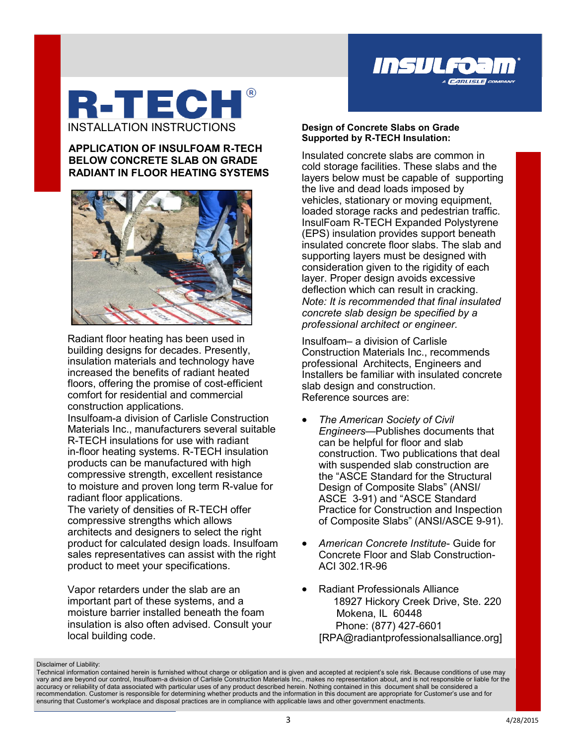# R-TECH®

INSTALLATION INSTRUCTIONS

## APPLICATION OF INSULFOAM R-TECH BELOW CONCRETE SLAB ON GRADE RADIANT IN FLOOR HEATING SYSTEMS

Radiant floor heating has been used in building designs for decades. Presently, insulation materials and technology have increased the benefits of radiant heated floors, offering the promise of cost-efficient comfort for residential and commercial construction applications.

Insulfoam-a division of Carlisle Construction Materials Inc., manufacturers several suitable R-TECH insulations for use with radiant in-floor heating systems. R-TECH insulation products can be manufactured with high compressive strength, excellent resistance to moisture and proven long term R-value for radiant floor applications.

The variety of densities of R-TECH offer compressive strengths which allows architects and designers to select the right product for calculated design loads. Insulfoam sales representatives can assist with the right product to meet your specifications.

Vapor retarders under the slab are an important part of these systems, and a moisture barrier installed beneath the foam insulation is also often advised. Consult your local building code.

**Design of Concrete Slabs on Grade Supported by R-TECH Insulation:**

Insulated concrete slabs are common in cold storage facilities. These slabs and the layers below must be capable of supporting the live and dead loads imposed by vehicles, stationary or moving equipment, loaded storage racks and pedestrian traffic. InsulFoam R-TECH Expanded Polystyrene (EPS) insulation provides support beneath insulated concrete floor slabs. The slab and supporting layers must be designed with consideration given to the rigidity of each layer. Proper design avoids excessive deflection which can result in cracking.
*Note: It is recommended that final insulated concrete slab design be specified by a professional architect or engineer.*

Insulfoam– a division of Carlisle Construction Materials Inc., recommends professional Architects, Engineers and Installers be familiar with insulated concrete slab design and construction.
Reference sources are:

- *The American Society of Civil Engineers*—Publishes documents that can be helpful for floor and slab construction. Two publications that deal with suspended slab construction are the "ASCE Standard for the Structural Design of Composite Slabs" (ANSI/ ASCE 3-91) and "ASCE Standard Practice for Construction and Inspection of Composite Slabs" (ANSI/ASCE 9-91).
- *American Concrete Institute*- Guide for Concrete Floor and Slab Construction- ACI 302.1R-96
- Radiant Professionals Alliance
  18927 Hickory Creek Drive, Ste. 220
  Mokena, IL 60448
  Phone: (877) 427-6601
  [RPA@radiantprofessionalsalliance.org]

Disclaimer of Liability:
Technical information contained herein is furnished without charge or obligation and is given and accepted at recipient's sole risk. Because conditions of use may vary and are beyond our control, Insulfoam-a division of Carlisle Construction Materials Inc., makes no representation about, and is not responsible or liable for the accuracy or reliability of data associated with particular uses of any product described herein. Nothing contained in this document shall be considered a recommendation. Customer is responsible for determining whether products and the information in this document are appropriate for Customer's use and for ensuring that Customer's workplace and disposal practices are in compliance with applicable laws and other government enactments.

4/28/2015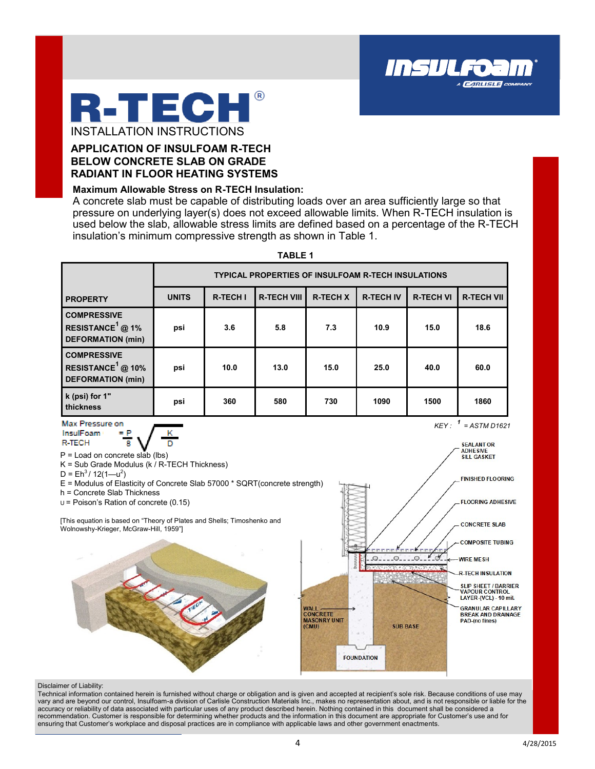# R-TECH®

INSTALLATION INSTRUCTIONS

## APPLICATION OF INSULFOAM R-TECH BELOW CONCRETE SLAB ON GRADE RADIANT IN FLOOR HEATING SYSTEMS

**Maximum Allowable Stress on R-TECH Insulation:**
A concrete slab must be capable of distributing loads over an area sufficiently large so that pressure on underlying layer(s) does not exceed allowable limits. When R-TECH insulation is used below the slab, allowable stress limits are defined based on a percentage of the R-TECH insulation's minimum compressive strength as shown in Table 1.

**TABLE 1**

| | TYPICAL PROPERTIES OF INSULFOAM R-TECH INSULATIONS | | | | | | |
|---|---|---|---|---|---|---|---|
| **PROPERTY** | **UNITS** | **R-TECH I** | **R-TECH VIII** | **R-TECH X** | **R-TECH IV** | **R-TECH VI** | **R-TECH VII** |
| **COMPRESSIVE RESISTANCE[1] @ 1% DEFORMATION (min)** | psi | 3.6 | 5.8 | 7.3 | 10.9 | 15.0 | 18.6 |
| **COMPRESSIVE RESISTANCE[1] @ 10% DEFORMATION (min)** | psi | 10.0 | 13.0 | 15.0 | 25.0 | 40.0 | 60.0 |
| **k (psi) for 1" thickness** | psi | 360 | 580 | 730 | 1090 | 1500 | 1860 |

*KEY : [1] = ASTM D1621*

Max Pressure on InsulFoam R-TECH $= \frac{P}{8}\sqrt{\frac{K}{D}}$

P = Load on concrete slab (lbs)
K = Sub Grade Modulus (k / R-TECH Thickness)
D = $Eh^3 / 12(1-\upsilon^2)$
E = Modulus of Elasticity of Concrete Slab 57000 * SQRT(concrete strength)
h = Concrete Slab Thickness
$\upsilon$ = Poison's Ration of concrete (0.15)

[This equation is based on "Theory of Plates and Shells; Timoshenko and Wolnowshy-Krieger, McGraw-Hill, 1959"]

SEALANT OR ADHESIVE SILL GASKET
FINISHED FLOORING
FLOORING ADHESIVE
CONCRETE SLAB
COMPOSITE TUBING
WIRE MESH
R-TECH INSULATION
SLIP SHEET / BARRIER VAPOUR CONTROL LAYER (VCL) - 10 mil.
GRANULAR CAPILLARY BREAK AND DRAINAGE PAD-(no fines)
WALL CONCRETE MASONRY UNIT (CMU)
SUB BASE
FOUNDATION

Disclaimer of Liability:
Technical information contained herein is furnished without charge or obligation and is given and accepted at recipient's sole risk. Because conditions of use may vary and are beyond our control, Insulfoam-a division of Carlisle Construction Materials Inc., makes no representation about, and is not responsible or liable for the accuracy or reliability of data associated with particular uses of any product described herein. Nothing contained in this document shall be considered a recommendation. Customer is responsible for determining whether products and the information in this document are appropriate for Customer's use and for ensuring that Customer's workplace and disposal practices are in compliance with applicable laws and other government enactments.

4/28/2015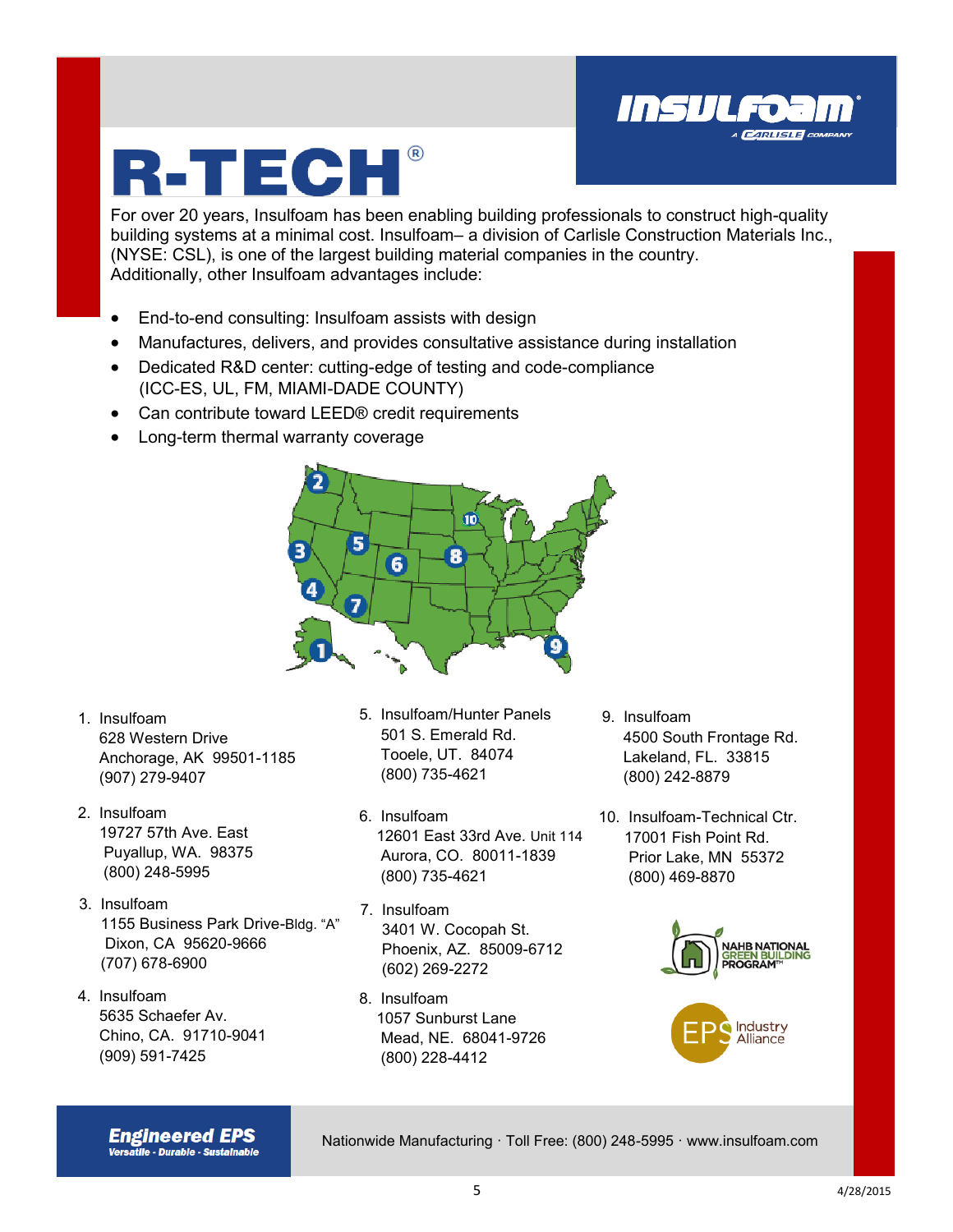# R-TECH®

INSULFOAM® A CARLISLE COMPANY

For over 20 years, Insulfoam has been enabling building professionals to construct high-quality building systems at a minimal cost. Insulfoam– a division of Carlisle Construction Materials Inc., (NYSE: CSL), is one of the largest building material companies in the country. Additionally, other Insulfoam advantages include:

- End-to-end consulting: Insulfoam assists with design
- Manufactures, delivers, and provides consultative assistance during installation
- Dedicated R&D center: cutting-edge of testing and code-compliance (ICC-ES, UL, FM, MIAMI-DADE COUNTY)
- Can contribute toward LEED® credit requirements
- Long-term thermal warranty coverage

1. Insulfoam
   628 Western Drive
   Anchorage, AK 99501-1185
   (907) 279-9407

2. Insulfoam
   19727 57th Ave. East
   Puyallup, WA. 98375
   (800) 248-5995

3. Insulfoam
   1155 Business Park Drive-Bldg. "A"
   Dixon, CA 95620-9666
   (707) 678-6900

4. Insulfoam
   5635 Schaefer Av.
   Chino, CA. 91710-9041
   (909) 591-7425

5. Insulfoam/Hunter Panels
   501 S. Emerald Rd.
   Tooele, UT. 84074
   (800) 735-4621

6. Insulfoam
   12601 East 33rd Ave. Unit 114
   Aurora, CO. 80011-1839
   (800) 735-4621

7. Insulfoam
   3401 W. Cocopah St.
   Phoenix, AZ. 85009-6712
   (602) 269-2272

8. Insulfoam
   1057 Sunburst Lane
   Mead, NE. 68041-9726
   (800) 228-4412

9. Insulfoam
   4500 South Frontage Rd.
   Lakeland, FL. 33815
   (800) 242-8879

10. Insulfoam-Technical Ctr.
    17001 Fish Point Rd.
    Prior Lake, MN 55372
    (800) 469-8870

NAHB NATIONAL GREEN BUILDING PROGRAM™

EPS Industry Alliance

**Engineered EPS**
*Versatile - Durable - Sustainable*

Nationwide Manufacturing · Toll Free: (800) 248-5995 · www.insulfoam.com

4/28/2015